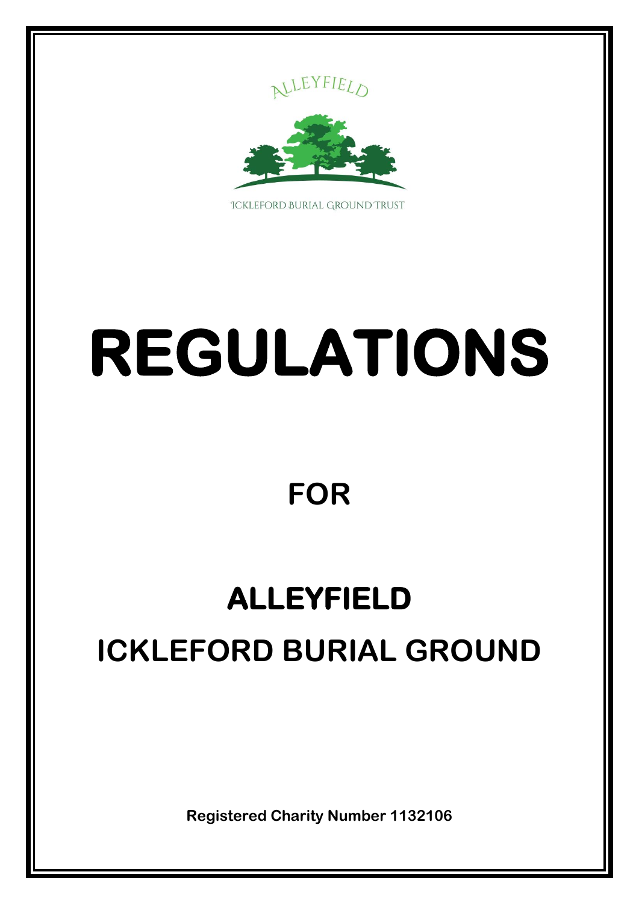ALLEYFIELD

ICKLEFORD BURIAL GROUND TRUST

# REGULATIONS

## FOR

## ALLEYFIELD

## ICKLEFORD BURIAL GROUND

**Registered Charity Number 1132106**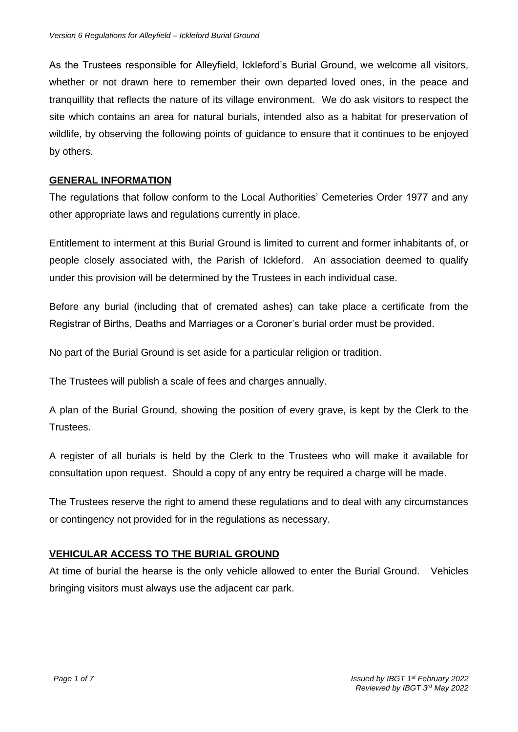As the Trustees responsible for Alleyfield, Ickleford's Burial Ground, we welcome all visitors, whether or not drawn here to remember their own departed loved ones, in the peace and tranquillity that reflects the nature of its village environment. We do ask visitors to respect the site which contains an area for natural burials, intended also as a habitat for preservation of wildlife, by observing the following points of guidance to ensure that it continues to be enjoyed by others.

## GENERAL INFORMATION

The regulations that follow conform to the Local Authorities' Cemeteries Order 1977 and any other appropriate laws and regulations currently in place.

Entitlement to interment at this Burial Ground is limited to current and former inhabitants of, or people closely associated with, the Parish of Ickleford. An association deemed to qualify under this provision will be determined by the Trustees in each individual case.

Before any burial (including that of cremated ashes) can take place a certificate from the Registrar of Births, Deaths and Marriages or a Coroner's burial order must be provided.

No part of the Burial Ground is set aside for a particular religion or tradition.

The Trustees will publish a scale of fees and charges annually.

A plan of the Burial Ground, showing the position of every grave, is kept by the Clerk to the Trustees.

A register of all burials is held by the Clerk to the Trustees who will make it available for consultation upon request. Should a copy of any entry be required a charge will be made.

The Trustees reserve the right to amend these regulations and to deal with any circumstances or contingency not provided for in the regulations as necessary.

## VEHICULAR ACCESS TO THE BURIAL GROUND

At time of burial the hearse is the only vehicle allowed to enter the Burial Ground. Vehicles bringing visitors must always use the adjacent car park.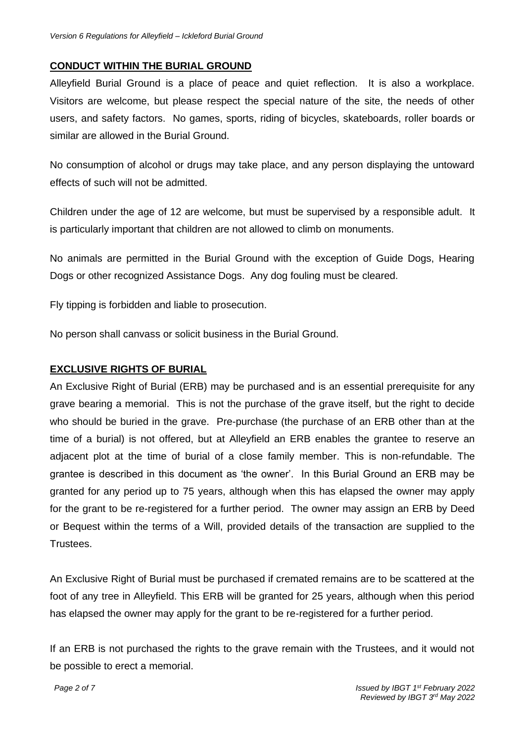## CONDUCT WITHIN THE BURIAL GROUND

Alleyfield Burial Ground is a place of peace and quiet reflection. It is also a workplace. Visitors are welcome, but please respect the special nature of the site, the needs of other users, and safety factors. No games, sports, riding of bicycles, skateboards, roller boards or similar are allowed in the Burial Ground.

No consumption of alcohol or drugs may take place, and any person displaying the untoward effects of such will not be admitted.

Children under the age of 12 are welcome, but must be supervised by a responsible adult. It is particularly important that children are not allowed to climb on monuments.

No animals are permitted in the Burial Ground with the exception of Guide Dogs, Hearing Dogs or other recognized Assistance Dogs. Any dog fouling must be cleared.

Fly tipping is forbidden and liable to prosecution.

No person shall canvass or solicit business in the Burial Ground.

## EXCLUSIVE RIGHTS OF BURIAL

An Exclusive Right of Burial (ERB) may be purchased and is an essential prerequisite for any grave bearing a memorial. This is not the purchase of the grave itself, but the right to decide who should be buried in the grave. Pre-purchase (the purchase of an ERB other than at the time of a burial) is not offered, but at Alleyfield an ERB enables the grantee to reserve an adjacent plot at the time of burial of a close family member. This is non-refundable. The grantee is described in this document as 'the owner'. In this Burial Ground an ERB may be granted for any period up to 75 years, although when this has elapsed the owner may apply for the grant to be re-registered for a further period. The owner may assign an ERB by Deed or Bequest within the terms of a Will, provided details of the transaction are supplied to the Trustees.

An Exclusive Right of Burial must be purchased if cremated remains are to be scattered at the foot of any tree in Alleyfield. This ERB will be granted for 25 years, although when this period has elapsed the owner may apply for the grant to be re-registered for a further period.

If an ERB is not purchased the rights to the grave remain with the Trustees, and it would not be possible to erect a memorial.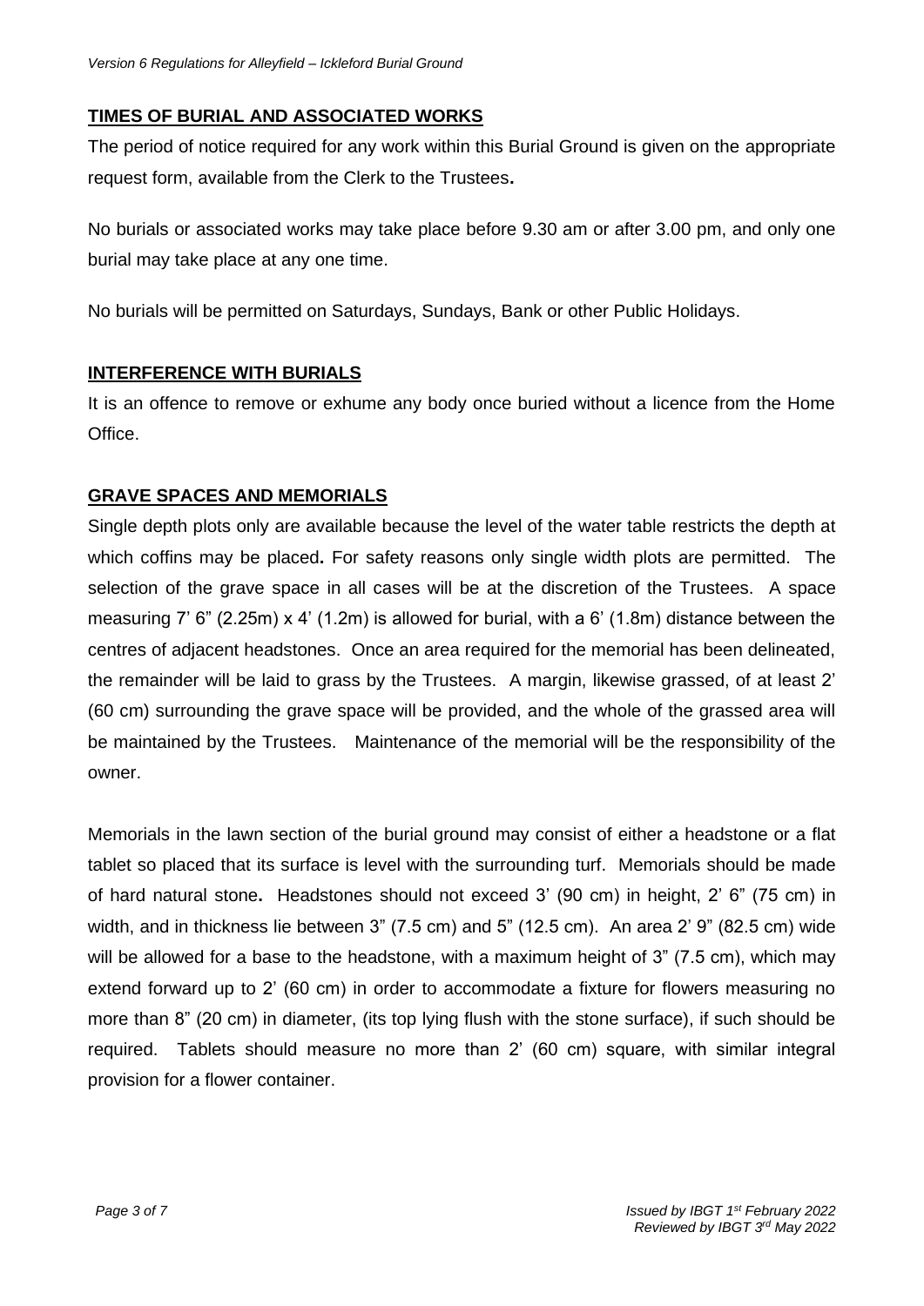## TIMES OF BURIAL AND ASSOCIATED WORKS

The period of notice required for any work within this Burial Ground is given on the appropriate request form, available from the Clerk to the Trustees**.**

No burials or associated works may take place before 9.30 am or after 3.00 pm, and only one burial may take place at any one time.

No burials will be permitted on Saturdays, Sundays, Bank or other Public Holidays.

## INTERFERENCE WITH BURIALS

It is an offence to remove or exhume any body once buried without a licence from the Home Office.

## GRAVE SPACES AND MEMORIALS

Single depth plots only are available because the level of the water table restricts the depth at which coffins may be placed**.** For safety reasons only single width plots are permitted. The selection of the grave space in all cases will be at the discretion of the Trustees. A space measuring 7' 6" (2.25m) x 4' (1.2m) is allowed for burial, with a 6' (1.8m) distance between the centres of adjacent headstones. Once an area required for the memorial has been delineated, the remainder will be laid to grass by the Trustees. A margin, likewise grassed, of at least 2' (60 cm) surrounding the grave space will be provided, and the whole of the grassed area will be maintained by the Trustees. Maintenance of the memorial will be the responsibility of the owner.

Memorials in the lawn section of the burial ground may consist of either a headstone or a flat tablet so placed that its surface is level with the surrounding turf. Memorials should be made of hard natural stone**.** Headstones should not exceed 3' (90 cm) in height, 2' 6" (75 cm) in width, and in thickness lie between 3" (7.5 cm) and 5" (12.5 cm). An area 2' 9" (82.5 cm) wide will be allowed for a base to the headstone, with a maximum height of 3" (7.5 cm), which may extend forward up to 2' (60 cm) in order to accommodate a fixture for flowers measuring no more than 8" (20 cm) in diameter, (its top lying flush with the stone surface), if such should be required. Tablets should measure no more than 2' (60 cm) square, with similar integral provision for a flower container.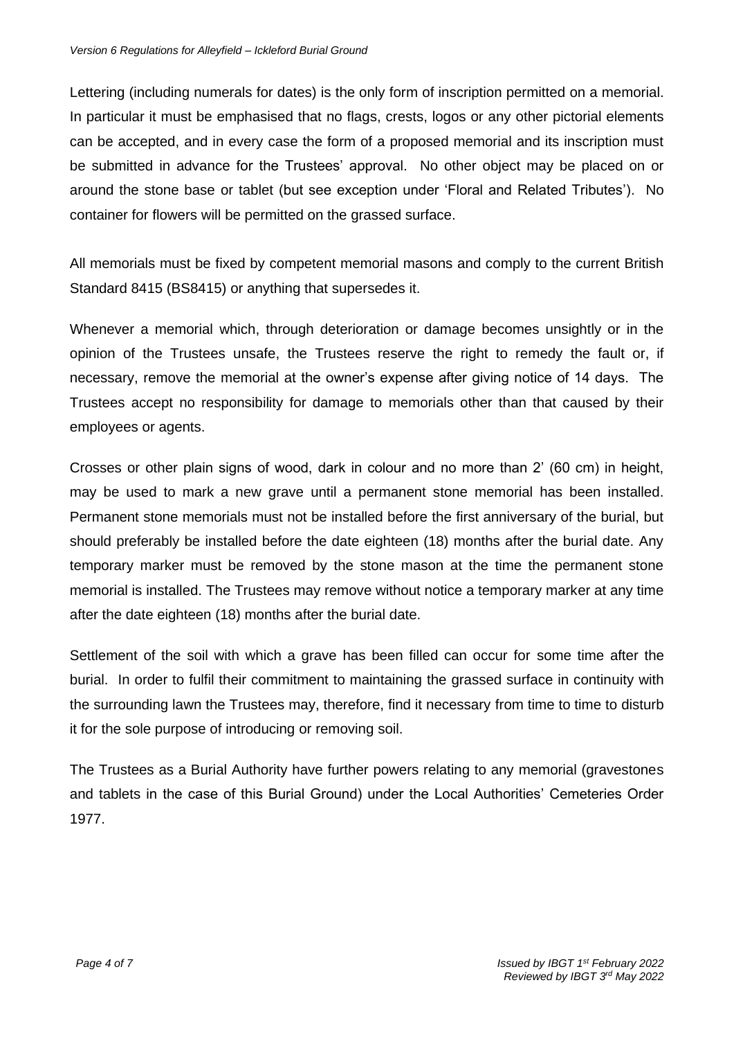Lettering (including numerals for dates) is the only form of inscription permitted on a memorial. In particular it must be emphasised that no flags, crests, logos or any other pictorial elements can be accepted, and in every case the form of a proposed memorial and its inscription must be submitted in advance for the Trustees' approval. No other object may be placed on or around the stone base or tablet (but see exception under 'Floral and Related Tributes'). No container for flowers will be permitted on the grassed surface.

All memorials must be fixed by competent memorial masons and comply to the current British Standard 8415 (BS8415) or anything that supersedes it.

Whenever a memorial which, through deterioration or damage becomes unsightly or in the opinion of the Trustees unsafe, the Trustees reserve the right to remedy the fault or, if necessary, remove the memorial at the owner's expense after giving notice of 14 days. The Trustees accept no responsibility for damage to memorials other than that caused by their employees or agents.

Crosses or other plain signs of wood, dark in colour and no more than 2' (60 cm) in height, may be used to mark a new grave until a permanent stone memorial has been installed. Permanent stone memorials must not be installed before the first anniversary of the burial, but should preferably be installed before the date eighteen (18) months after the burial date. Any temporary marker must be removed by the stone mason at the time the permanent stone memorial is installed. The Trustees may remove without notice a temporary marker at any time after the date eighteen (18) months after the burial date.

Settlement of the soil with which a grave has been filled can occur for some time after the burial. In order to fulfil their commitment to maintaining the grassed surface in continuity with the surrounding lawn the Trustees may, therefore, find it necessary from time to time to disturb it for the sole purpose of introducing or removing soil.

The Trustees as a Burial Authority have further powers relating to any memorial (gravestones and tablets in the case of this Burial Ground) under the Local Authorities' Cemeteries Order 1977.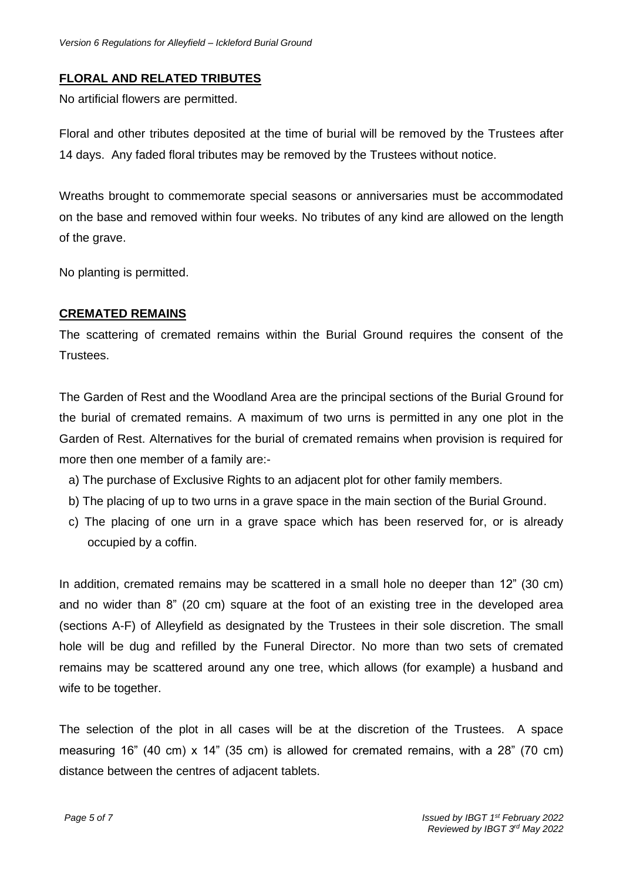## FLORAL AND RELATED TRIBUTES

No artificial flowers are permitted.

Floral and other tributes deposited at the time of burial will be removed by the Trustees after 14 days. Any faded floral tributes may be removed by the Trustees without notice.

Wreaths brought to commemorate special seasons or anniversaries must be accommodated on the base and removed within four weeks. No tributes of any kind are allowed on the length of the grave.

No planting is permitted.

## CREMATED REMAINS

The scattering of cremated remains within the Burial Ground requires the consent of the Trustees.

The Garden of Rest and the Woodland Area are the principal sections of the Burial Ground for the burial of cremated remains. A maximum of two urns is permitted in any one plot in the Garden of Rest. Alternatives for the burial of cremated remains when provision is required for more then one member of a family are:-

a) The purchase of Exclusive Rights to an adjacent plot for other family members.
b) The placing of up to two urns in a grave space in the main section of the Burial Ground.
c) The placing of one urn in a grave space which has been reserved for, or is already occupied by a coffin.

In addition, cremated remains may be scattered in a small hole no deeper than 12" (30 cm) and no wider than 8" (20 cm) square at the foot of an existing tree in the developed area (sections A-F) of Alleyfield as designated by the Trustees in their sole discretion. The small hole will be dug and refilled by the Funeral Director. No more than two sets of cremated remains may be scattered around any one tree, which allows (for example) a husband and wife to be together.

The selection of the plot in all cases will be at the discretion of the Trustees. A space measuring 16" (40 cm) x 14" (35 cm) is allowed for cremated remains, with a 28" (70 cm) distance between the centres of adjacent tablets.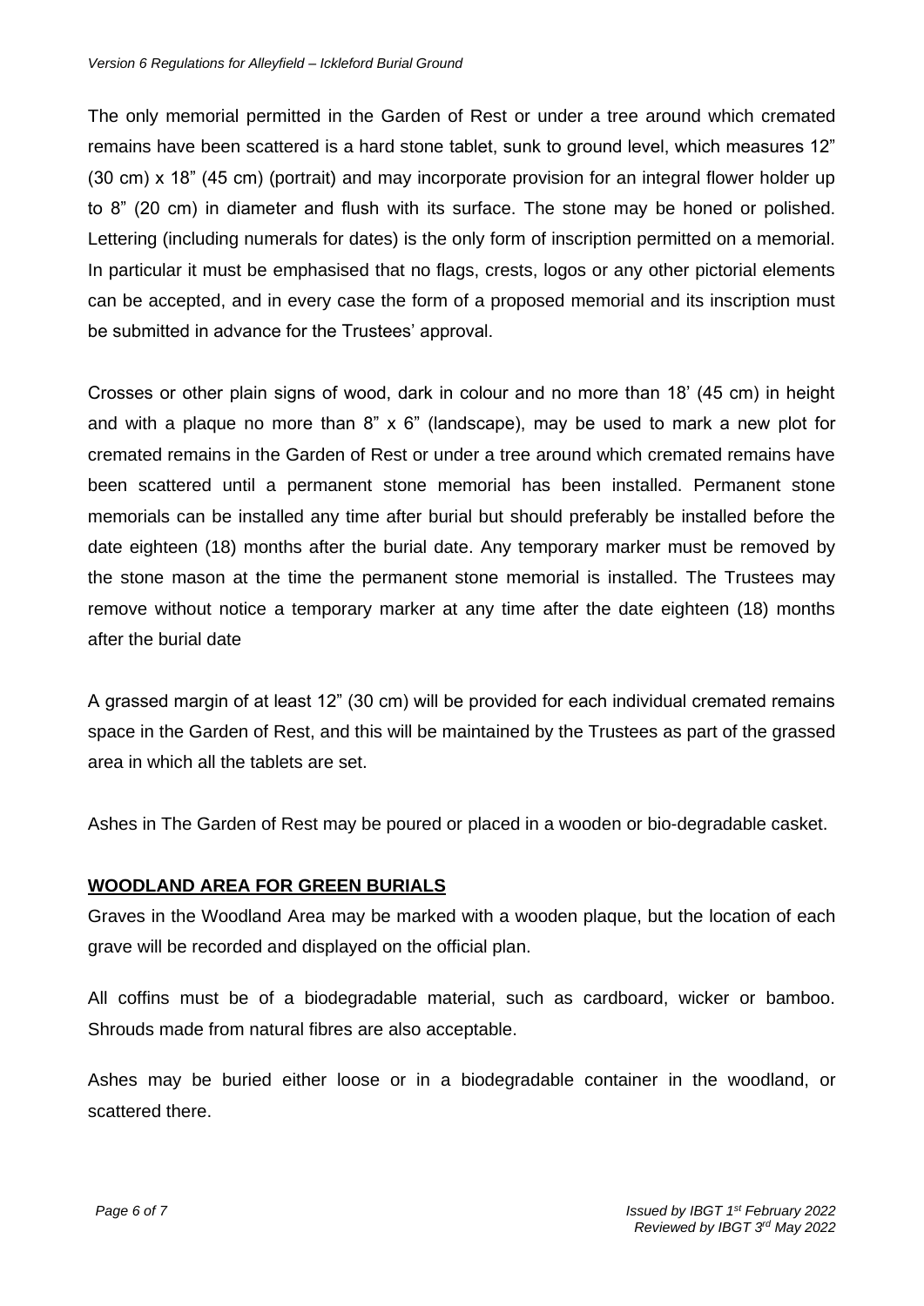The only memorial permitted in the Garden of Rest or under a tree around which cremated remains have been scattered is a hard stone tablet, sunk to ground level, which measures 12" (30 cm) x 18" (45 cm) (portrait) and may incorporate provision for an integral flower holder up to 8" (20 cm) in diameter and flush with its surface. The stone may be honed or polished. Lettering (including numerals for dates) is the only form of inscription permitted on a memorial. In particular it must be emphasised that no flags, crests, logos or any other pictorial elements can be accepted, and in every case the form of a proposed memorial and its inscription must be submitted in advance for the Trustees' approval.

Crosses or other plain signs of wood, dark in colour and no more than 18' (45 cm) in height and with a plaque no more than 8" x 6" (landscape), may be used to mark a new plot for cremated remains in the Garden of Rest or under a tree around which cremated remains have been scattered until a permanent stone memorial has been installed. Permanent stone memorials can be installed any time after burial but should preferably be installed before the date eighteen (18) months after the burial date. Any temporary marker must be removed by the stone mason at the time the permanent stone memorial is installed. The Trustees may remove without notice a temporary marker at any time after the date eighteen (18) months after the burial date

A grassed margin of at least 12" (30 cm) will be provided for each individual cremated remains space in the Garden of Rest, and this will be maintained by the Trustees as part of the grassed area in which all the tablets are set.

Ashes in The Garden of Rest may be poured or placed in a wooden or bio-degradable casket.

## WOODLAND AREA FOR GREEN BURIALS

Graves in the Woodland Area may be marked with a wooden plaque, but the location of each grave will be recorded and displayed on the official plan.

All coffins must be of a biodegradable material, such as cardboard, wicker or bamboo. Shrouds made from natural fibres are also acceptable.

Ashes may be buried either loose or in a biodegradable container in the woodland, or scattered there.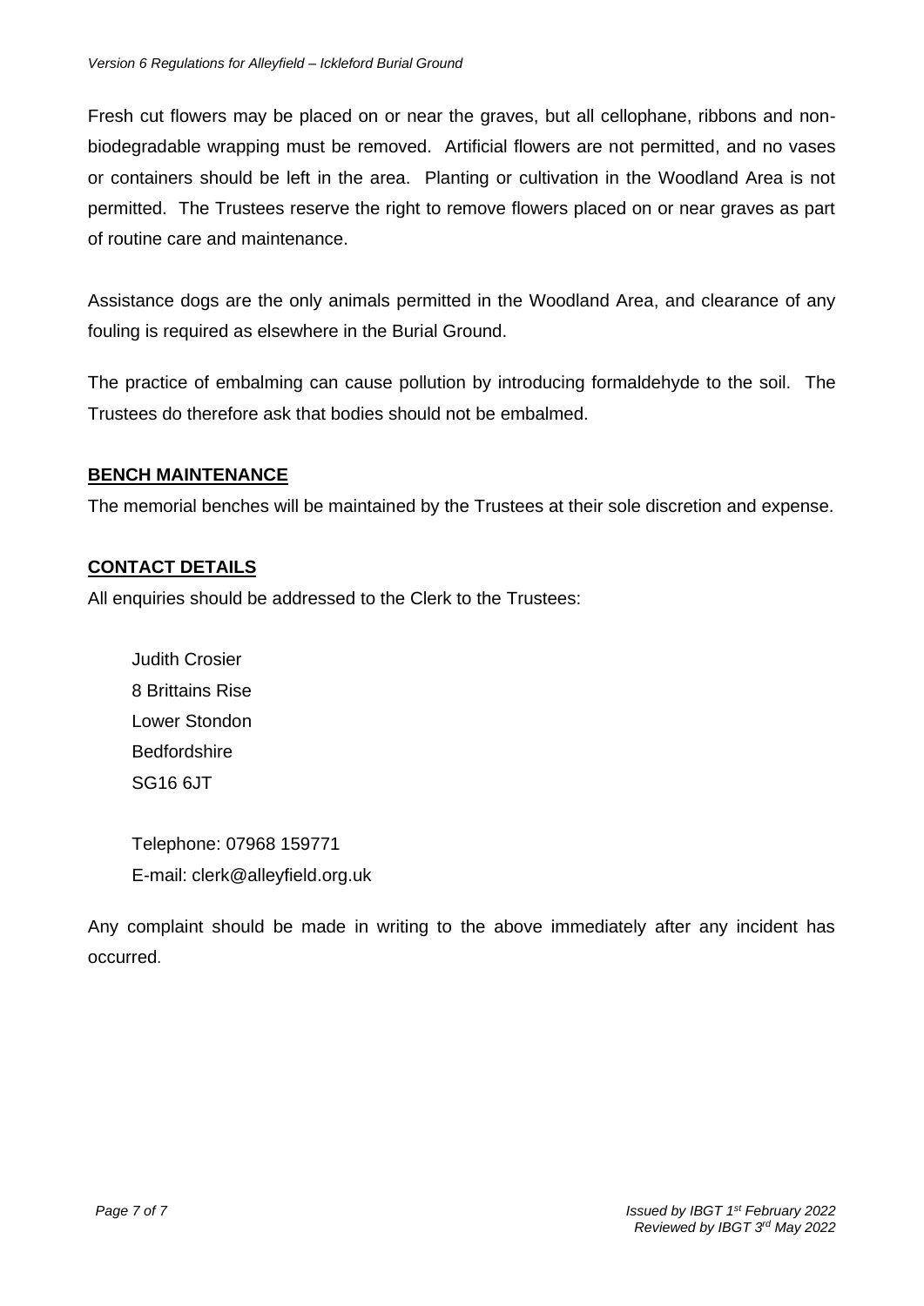Fresh cut flowers may be placed on or near the graves, but all cellophane, ribbons and non-biodegradable wrapping must be removed. Artificial flowers are not permitted, and no vases or containers should be left in the area. Planting or cultivation in the Woodland Area is not permitted. The Trustees reserve the right to remove flowers placed on or near graves as part of routine care and maintenance.

Assistance dogs are the only animals permitted in the Woodland Area, and clearance of any fouling is required as elsewhere in the Burial Ground.

The practice of embalming can cause pollution by introducing formaldehyde to the soil. The Trustees do therefore ask that bodies should not be embalmed.

## BENCH MAINTENANCE

The memorial benches will be maintained by the Trustees at their sole discretion and expense.

## CONTACT DETAILS

All enquiries should be addressed to the Clerk to the Trustees:

Judith Crosier
8 Brittains Rise
Lower Stondon
Bedfordshire
SG16 6JT

Telephone: 07968 159771
E-mail: clerk@alleyfield.org.uk

Any complaint should be made in writing to the above immediately after any incident has occurred.

*Issued by IBGT 1st February 2022*
*Reviewed by IBGT 3rd May 2022*